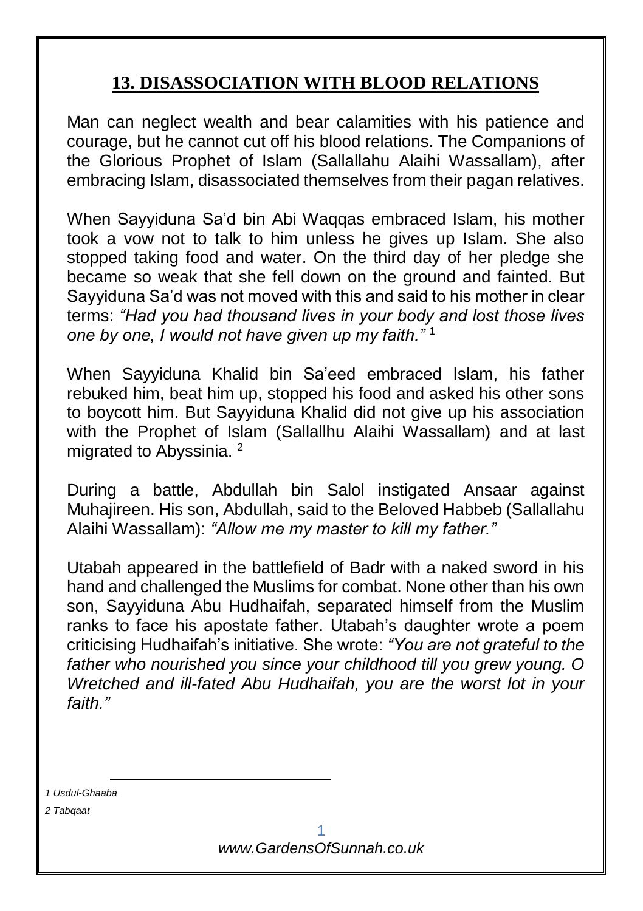## 13. DISASSOCIATION WITH BLOOD RELATIONS

Man can neglect wealth and bear calamities with his patience and courage, but he cannot cut off his blood relations. The Companions of the Glorious Prophet of Islam (Sallallahu Alaihi Wassallam), after embracing Islam, disassociated themselves from their pagan relatives.

When Sayyiduna Sa'd bin Abi Waqqas embraced Islam, his mother took a vow not to talk to him unless he gives up Islam. She also stopped taking food and water. On the third day of her pledge she became so weak that she fell down on the ground and fainted. But Sayyiduna Sa'd was not moved with this and said to his mother in clear terms: *"Had you had thousand lives in your body and lost those lives one by one, I would not have given up my faith."* [1]

When Sayyiduna Khalid bin Sa'eed embraced Islam, his father rebuked him, beat him up, stopped his food and asked his other sons to boycott him. But Sayyiduna Khalid did not give up his association with the Prophet of Islam (Sallallhu Alaihi Wassallam) and at last migrated to Abyssinia. [2]

During a battle, Abdullah bin Salol instigated Ansaar against Muhajireen. His son, Abdullah, said to the Beloved Habbeb (Sallallahu Alaihi Wassallam): *"Allow me my master to kill my father."*

Utabah appeared in the battlefield of Badr with a naked sword in his hand and challenged the Muslims for combat. None other than his own son, Sayyiduna Abu Hudhaifah, separated himself from the Muslim ranks to face his apostate father. Utabah's daughter wrote a poem criticising Hudhaifah's initiative. She wrote: *"You are not grateful to the father who nourished you since your childhood till you grew young. O Wretched and ill-fated Abu Hudhaifah, you are the worst lot in your faith."*

---

*1 Usdul-Ghaaba*

*2 Tabqaat*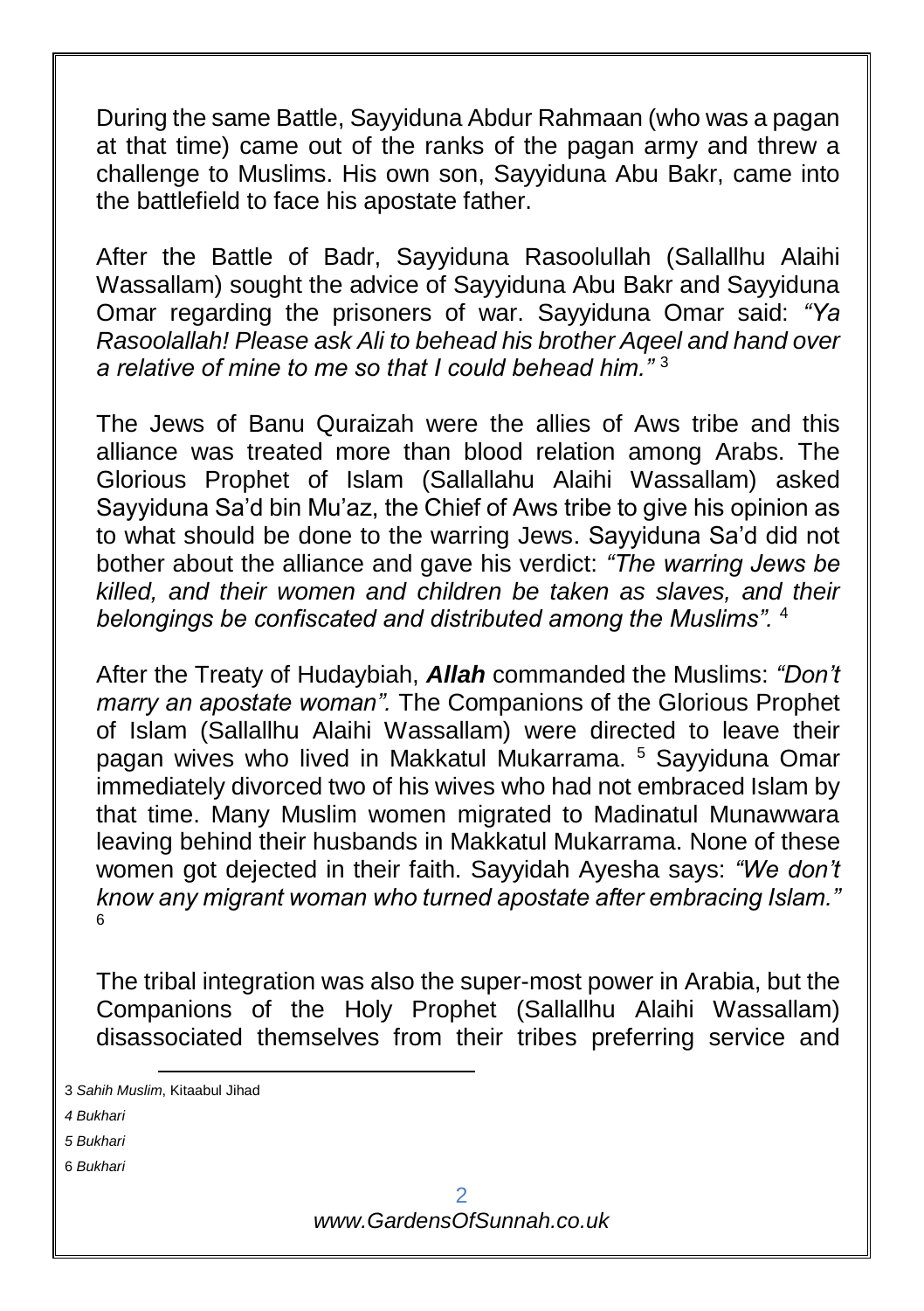During the same Battle, Sayyiduna Abdur Rahmaan (who was a pagan at that time) came out of the ranks of the pagan army and threw a challenge to Muslims. His own son, Sayyiduna Abu Bakr, came into the battlefield to face his apostate father.

After the Battle of Badr, Sayyiduna Rasoolullah (Sallallhu Alaihi Wassallam) sought the advice of Sayyiduna Abu Bakr and Sayyiduna Omar regarding the prisoners of war. Sayyiduna Omar said: *"Ya Rasoolallah! Please ask Ali to behead his brother Aqeel and hand over a relative of mine to me so that I could behead him."* [3]

The Jews of Banu Quraizah were the allies of Aws tribe and this alliance was treated more than blood relation among Arabs. The Glorious Prophet of Islam (Sallallahu Alaihi Wassallam) asked Sayyiduna Sa'd bin Mu'az, the Chief of Aws tribe to give his opinion as to what should be done to the warring Jews. Sayyiduna Sa'd did not bother about the alliance and gave his verdict: *"The warring Jews be killed, and their women and children be taken as slaves, and their belongings be confiscated and distributed among the Muslims".* [4]

After the Treaty of Hudaybiah, ***Allah*** commanded the Muslims: *"Don't marry an apostate woman".* The Companions of the Glorious Prophet of Islam (Sallallhu Alaihi Wassallam) were directed to leave their pagan wives who lived in Makkatul Mukarrama. [5] Sayyiduna Omar immediately divorced two of his wives who had not embraced Islam by that time. Many Muslim women migrated to Madinatul Munawwara leaving behind their husbands in Makkatul Mukarrama. None of these women got dejected in their faith. Sayyidah Ayesha says: *"We don't know any migrant woman who turned apostate after embracing Islam."* [6]

The tribal integration was also the super-most power in Arabia, but the Companions of the Holy Prophet (Sallallhu Alaihi Wassallam) disassociated themselves from their tribes preferring service and

---

3 *Sahih Muslim*, Kitaabul Jihad

*4 Bukhari*

*5 Bukhari*

6 *Bukhari*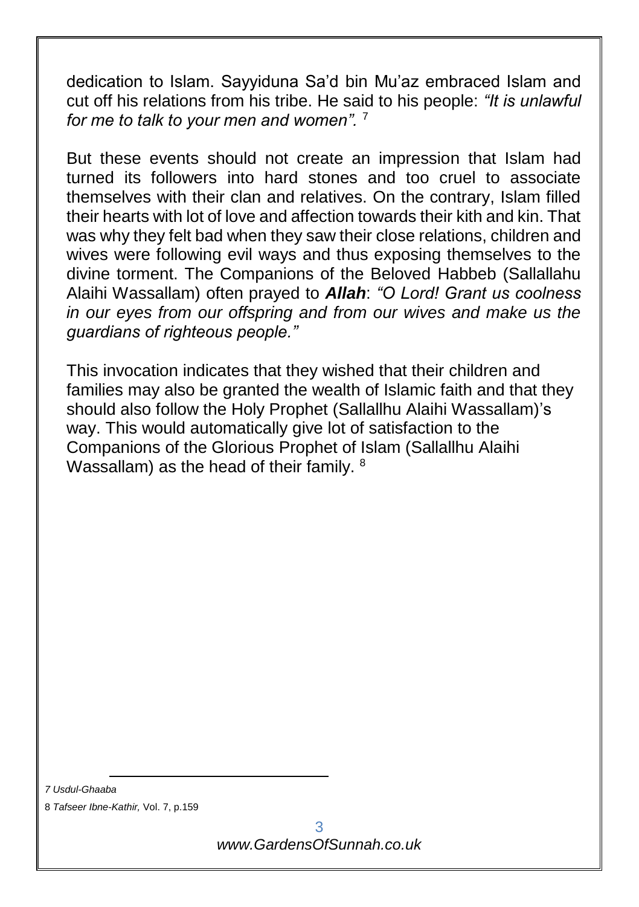dedication to Islam. Sayyiduna Sa'd bin Mu'az embraced Islam and cut off his relations from his tribe. He said to his people: *"It is unlawful for me to talk to your men and women".* [7]

But these events should not create an impression that Islam had turned its followers into hard stones and too cruel to associate themselves with their clan and relatives. On the contrary, Islam filled their hearts with lot of love and affection towards their kith and kin. That was why they felt bad when they saw their close relations, children and wives were following evil ways and thus exposing themselves to the divine torment. The Companions of the Beloved Habbeb (Sallallahu Alaihi Wassallam) often prayed to ***Allah***: *"O Lord! Grant us coolness in our eyes from our offspring and from our wives and make us the guardians of righteous people."*

This invocation indicates that they wished that their children and families may also be granted the wealth of Islamic faith and that they should also follow the Holy Prophet (Sallallhu Alaihi Wassallam)'s way. This would automatically give lot of satisfaction to the Companions of the Glorious Prophet of Islam (Sallallhu Alaihi Wassallam) as the head of their family. [8]

---

*7 Usdul-Ghaaba*

8 *Tafseer Ibne-Kathir,* Vol. 7, p.159